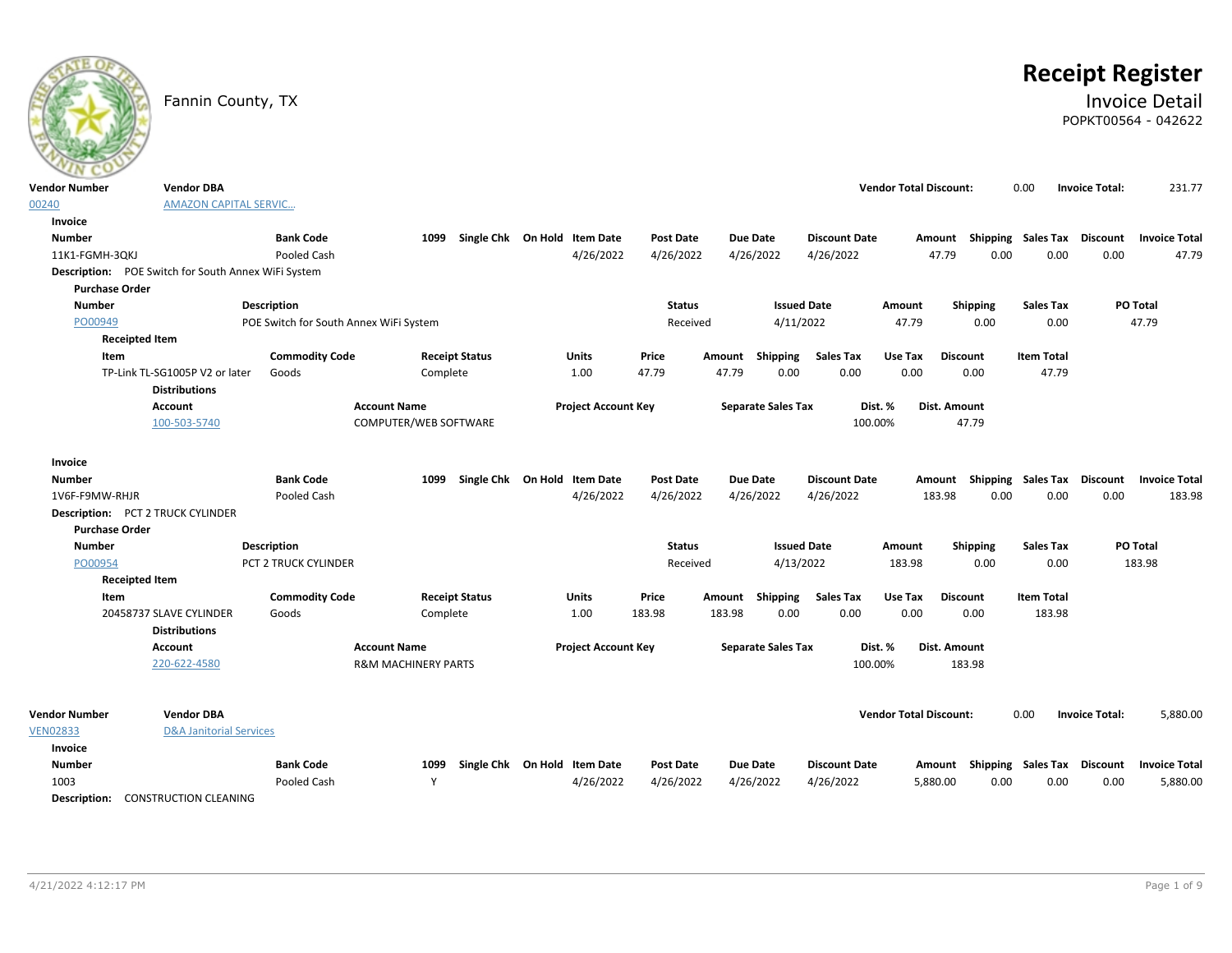Fannin County, TX

# Receipt Register

## Invoice Detail

POPKT00564 - 042622

| Vendor Number | Vendor DBA | Vendor Total Discount: | Invoice Total: |
|---|---|---|---|
| 00240 | AMAZON CAPITAL SERVIC... | 0.00 | 231.77 |

**Invoice**

| Number | Bank Code | 1099 | Single Chk | On Hold | Item Date | Post Date | Due Date | Discount Date | Amount | Shipping | Sales Tax | Discount | Invoice Total |
|---|---|---|---|---|---|---|---|---|---|---|---|---|---|
| 11K1-FGMH-3QKJ | Pooled Cash | | | | 4/26/2022 | 4/26/2022 | 4/26/2022 | 4/26/2022 | 47.79 | 0.00 | 0.00 | 0.00 | 47.79 |

**Description:** POE Switch for South Annex WiFi System

**Purchase Order**

| Number | Description | Status | Issued Date | Amount | Shipping | Sales Tax | PO Total |
|---|---|---|---|---|---|---|---|
| PO00949 | POE Switch for South Annex WiFi System | Received | 4/11/2022 | 47.79 | 0.00 | 0.00 | 47.79 |

**Receipted Item**

| Item | Commodity Code | Receipt Status | Units | Price | Amount | Shipping | Sales Tax | Use Tax | Discount | Item Total |
|---|---|---|---|---|---|---|---|---|---|---|
| TP-Link TL-SG1005P V2 or later | Goods | Complete | 1.00 | 47.79 | 47.79 | 0.00 | 0.00 | 0.00 | 0.00 | 47.79 |

**Distributions**

| Account | Account Name | Project Account Key | Separate Sales Tax | Dist. % | Dist. Amount |
|---|---|---|---|---|---|
| 100-503-5740 | COMPUTER/WEB SOFTWARE | | | 100.00% | 47.79 |

**Invoice**

| Number | Bank Code | 1099 | Single Chk | On Hold | Item Date | Post Date | Due Date | Discount Date | Amount | Shipping | Sales Tax | Discount | Invoice Total |
|---|---|---|---|---|---|---|---|---|---|---|---|---|---|
| 1V6F-F9MW-RHJR | Pooled Cash | | | | 4/26/2022 | 4/26/2022 | 4/26/2022 | 4/26/2022 | 183.98 | 0.00 | 0.00 | 0.00 | 183.98 |

**Description:** PCT 2 TRUCK CYLINDER

**Purchase Order**

| Number | Description | Status | Issued Date | Amount | Shipping | Sales Tax | PO Total |
|---|---|---|---|---|---|---|---|
| PO00954 | PCT 2 TRUCK CYLINDER | Received | 4/13/2022 | 183.98 | 0.00 | 0.00 | 183.98 |

**Receipted Item**

| Item | Commodity Code | Receipt Status | Units | Price | Amount | Shipping | Sales Tax | Use Tax | Discount | Item Total |
|---|---|---|---|---|---|---|---|---|---|---|
| 20458737 SLAVE CYLINDER | Goods | Complete | 1.00 | 183.98 | 183.98 | 0.00 | 0.00 | 0.00 | 0.00 | 183.98 |

**Distributions**

| Account | Account Name | Project Account Key | Separate Sales Tax | Dist. % | Dist. Amount |
|---|---|---|---|---|---|
| 220-622-4580 | R&M MACHINERY PARTS | | | 100.00% | 183.98 |

| Vendor Number | Vendor DBA | Vendor Total Discount: | Invoice Total: |
|---|---|---|---|
| VEN02833 | D&A Janitorial Services | 0.00 | 5,880.00 |

**Invoice**

| Number | Bank Code | 1099 | Single Chk | On Hold | Item Date | Post Date | Due Date | Discount Date | Amount | Shipping | Sales Tax | Discount | Invoice Total |
|---|---|---|---|---|---|---|---|---|---|---|---|---|---|
| 1003 | Pooled Cash | Y | | | 4/26/2022 | 4/26/2022 | 4/26/2022 | 4/26/2022 | 5,880.00 | 0.00 | 0.00 | 0.00 | 5,880.00 |

**Description:** CONSTRUCTION CLEANING

4/21/2022 4:12:17 PM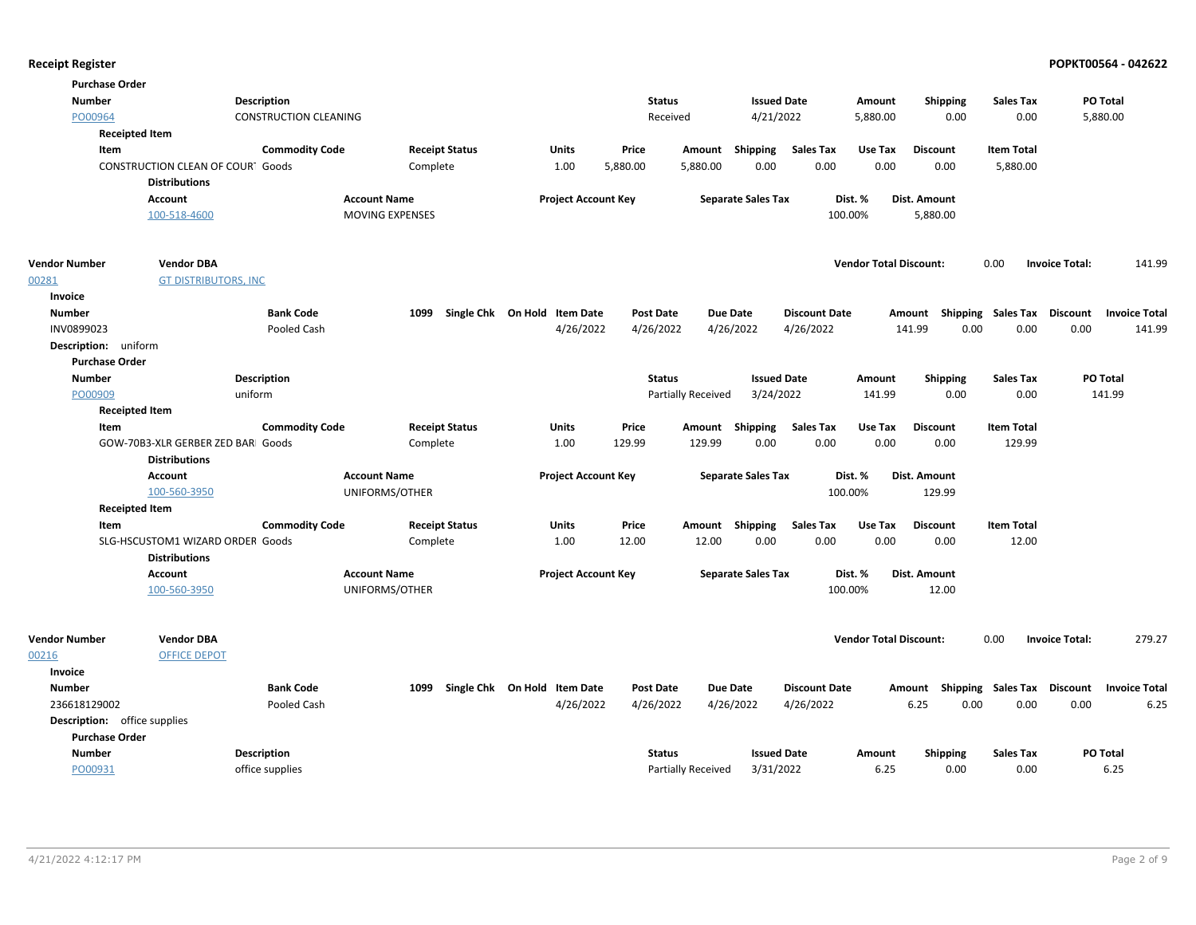## Receipt Register

**POPKT00564 - 042622**

**Purchase Order**

| Number | Description | Status | Issued Date | Amount | Shipping | Sales Tax | PO Total |
|---|---|---|---|---|---|---|---|
| PO00964 | CONSTRUCTION CLEANING | Received | 4/21/2022 | 5,880.00 | 0.00 | 0.00 | 5,880.00 |

**Receipted Item**

| Item | Commodity Code | Receipt Status | Units | Price | Amount | Shipping | Sales Tax | Use Tax | Discount | Item Total |
|---|---|---|---|---|---|---|---|---|---|---|
| CONSTRUCTION CLEAN OF COURT | Goods | Complete | 1.00 | 5,880.00 | 5,880.00 | 0.00 | 0.00 | 0.00 | 0.00 | 5,880.00 |

**Distributions**

| Account | Account Name | Project Account Key | Separate Sales Tax | Dist. % | Dist. Amount |
|---|---|---|---|---|---|
| 100-518-4600 | MOVING EXPENSES | | | 100.00% | 5,880.00 |

---

| Vendor Number | Vendor DBA | Vendor Total Discount: | Invoice Total: |
|---|---|---|---|
| 00281 | GT DISTRIBUTORS, INC | 0.00 | 141.99 |

**Invoice**

| Number | Bank Code | 1099 | Single Chk | On Hold | Item Date | Post Date | Due Date | Discount Date | Amount | Shipping | Sales Tax | Discount | Invoice Total |
|---|---|---|---|---|---|---|---|---|---|---|---|---|---|
| INV0899023 | Pooled Cash | | | | 4/26/2022 | 4/26/2022 | 4/26/2022 | 4/26/2022 | 141.99 | 0.00 | 0.00 | 0.00 | 141.99 |

**Description:** uniform

**Purchase Order**

| Number | Description | Status | Issued Date | Amount | Shipping | Sales Tax | PO Total |
|---|---|---|---|---|---|---|---|
| PO00909 | uniform | Partially Received | 3/24/2022 | 141.99 | 0.00 | 0.00 | 141.99 |

**Receipted Item**

| Item | Commodity Code | Receipt Status | Units | Price | Amount | Shipping | Sales Tax | Use Tax | Discount | Item Total |
|---|---|---|---|---|---|---|---|---|---|---|
| GOW-70B3-XLR GERBER ZED BAR | Goods | Complete | 1.00 | 129.99 | 129.99 | 0.00 | 0.00 | 0.00 | 0.00 | 129.99 |

**Distributions**

| Account | Account Name | Project Account Key | Separate Sales Tax | Dist. % | Dist. Amount |
|---|---|---|---|---|---|
| 100-560-3950 | UNIFORMS/OTHER | | | 100.00% | 129.99 |

**Receipted Item**

| Item | Commodity Code | Receipt Status | Units | Price | Amount | Shipping | Sales Tax | Use Tax | Discount | Item Total |
|---|---|---|---|---|---|---|---|---|---|---|
| SLG-HSCUSTOM1 WIZARD ORDER | Goods | Complete | 1.00 | 12.00 | 12.00 | 0.00 | 0.00 | 0.00 | 0.00 | 12.00 |

**Distributions**

| Account | Account Name | Project Account Key | Separate Sales Tax | Dist. % | Dist. Amount |
|---|---|---|---|---|---|
| 100-560-3950 | UNIFORMS/OTHER | | | 100.00% | 12.00 |

---

| Vendor Number | Vendor DBA | Vendor Total Discount: | Invoice Total: |
|---|---|---|---|
| 00216 | OFFICE DEPOT | 0.00 | 279.27 |

**Invoice**

| Number | Bank Code | 1099 | Single Chk | On Hold | Item Date | Post Date | Due Date | Discount Date | Amount | Shipping | Sales Tax | Discount | Invoice Total |
|---|---|---|---|---|---|---|---|---|---|---|---|---|---|
| 236618129002 | Pooled Cash | | | | 4/26/2022 | 4/26/2022 | 4/26/2022 | 4/26/2022 | 6.25 | 0.00 | 0.00 | 0.00 | 6.25 |

**Description:** office supplies

**Purchase Order**

| Number | Description | Status | Issued Date | Amount | Shipping | Sales Tax | PO Total |
|---|---|---|---|---|---|---|---|
| PO00931 | office supplies | Partially Received | 3/31/2022 | 6.25 | 0.00 | 0.00 | 6.25 |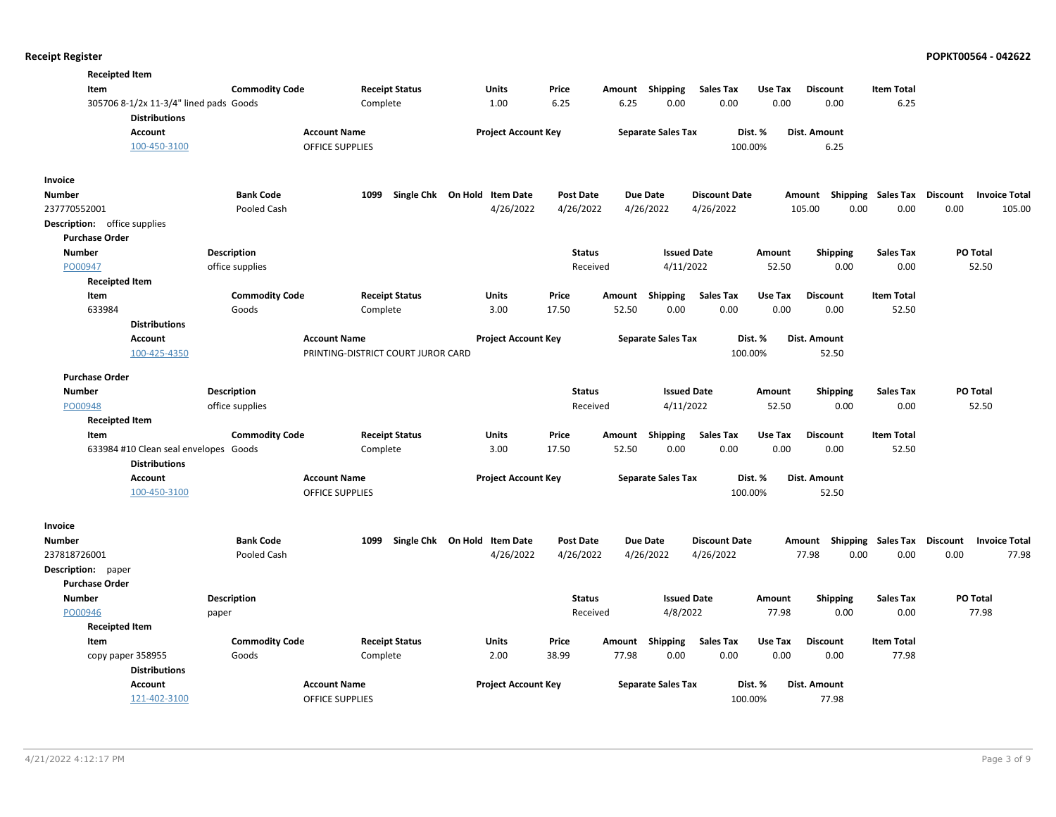**Receipted Item**

| Item | Commodity Code | Receipt Status | Units | Price | Amount | Shipping | Sales Tax | Use Tax | Discount | Item Total |
|---|---|---|---|---|---|---|---|---|---|---|
| 305706 8-1/2x 11-3/4" lined pads | Goods | Complete | 1.00 | 6.25 | 6.25 | 0.00 | 0.00 | 0.00 | 0.00 | 6.25 |

**Distributions**

| Account | Account Name | Project Account Key | Separate Sales Tax | Dist. % | Dist. Amount |
|---|---|---|---|---|---|
| 100-450-3100 | OFFICE SUPPLIES | | | 100.00% | 6.25 |

**Invoice**

| Number | Bank Code | 1099 | Single Chk | On Hold | Item Date | Post Date | Due Date | Discount Date | Amount | Shipping | Sales Tax | Discount | Invoice Total |
|---|---|---|---|---|---|---|---|---|---|---|---|---|---|
| 237770552001 | Pooled Cash | | | | 4/26/2022 | 4/26/2022 | 4/26/2022 | 4/26/2022 | 105.00 | 0.00 | 0.00 | 0.00 | 105.00 |

**Description:** office supplies

**Purchase Order**

| Number | Description | Status | Issued Date | Amount | Shipping | Sales Tax | PO Total |
|---|---|---|---|---|---|---|---|
| PO00947 | office supplies | Received | 4/11/2022 | 52.50 | 0.00 | 0.00 | 52.50 |

**Receipted Item**

| Item | Commodity Code | Receipt Status | Units | Price | Amount | Shipping | Sales Tax | Use Tax | Discount | Item Total |
|---|---|---|---|---|---|---|---|---|---|---|
| 633984 | Goods | Complete | 3.00 | 17.50 | 52.50 | 0.00 | 0.00 | 0.00 | 0.00 | 52.50 |

**Distributions**

| Account | Account Name | Project Account Key | Separate Sales Tax | Dist. % | Dist. Amount |
|---|---|---|---|---|---|
| 100-425-4350 | PRINTING-DISTRICT COURT JUROR CARD | | | 100.00% | 52.50 |

**Purchase Order**

| Number | Description | Status | Issued Date | Amount | Shipping | Sales Tax | PO Total |
|---|---|---|---|---|---|---|---|
| PO00948 | office supplies | Received | 4/11/2022 | 52.50 | 0.00 | 0.00 | 52.50 |

**Receipted Item**

| Item | Commodity Code | Receipt Status | Units | Price | Amount | Shipping | Sales Tax | Use Tax | Discount | Item Total |
|---|---|---|---|---|---|---|---|---|---|---|
| 633984 #10 Clean seal envelopes | Goods | Complete | 3.00 | 17.50 | 52.50 | 0.00 | 0.00 | 0.00 | 0.00 | 52.50 |

**Distributions**

| Account | Account Name | Project Account Key | Separate Sales Tax | Dist. % | Dist. Amount |
|---|---|---|---|---|---|
| 100-450-3100 | OFFICE SUPPLIES | | | 100.00% | 52.50 |

**Invoice**

| Number | Bank Code | 1099 | Single Chk | On Hold | Item Date | Post Date | Due Date | Discount Date | Amount | Shipping | Sales Tax | Discount | Invoice Total |
|---|---|---|---|---|---|---|---|---|---|---|---|---|---|
| 237818726001 | Pooled Cash | | | | 4/26/2022 | 4/26/2022 | 4/26/2022 | 4/26/2022 | 77.98 | 0.00 | 0.00 | 0.00 | 77.98 |

**Description:** paper

**Purchase Order**

| Number | Description | Status | Issued Date | Amount | Shipping | Sales Tax | PO Total |
|---|---|---|---|---|---|---|---|
| PO00946 | paper | Received | 4/8/2022 | 77.98 | 0.00 | 0.00 | 77.98 |

**Receipted Item**

| Item | Commodity Code | Receipt Status | Units | Price | Amount | Shipping | Sales Tax | Use Tax | Discount | Item Total |
|---|---|---|---|---|---|---|---|---|---|---|
| copy paper 358955 | Goods | Complete | 2.00 | 38.99 | 77.98 | 0.00 | 0.00 | 0.00 | 0.00 | 77.98 |

**Distributions**

| Account | Account Name | Project Account Key | Separate Sales Tax | Dist. % | Dist. Amount |
|---|---|---|---|---|---|
| 121-402-3100 | OFFICE SUPPLIES | | | 100.00% | 77.98 |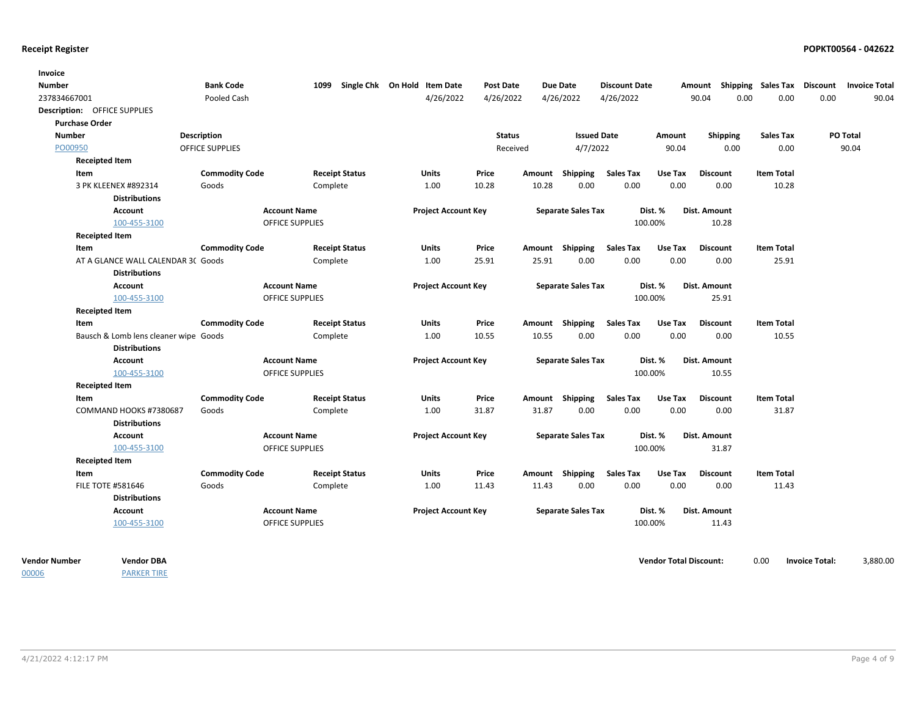**Receipt Register** **POPKT00564 - 042622**

| Invoice Number | Bank Code | 1099 | Single Chk | On Hold | Item Date | Post Date | Due Date | Discount Date | Amount | Shipping | Sales Tax | Discount | Invoice Total |
|---|---|---|---|---|---|---|---|---|---|---|---|---|---|
| 237834667001 | Pooled Cash | | | | 4/26/2022 | 4/26/2022 | 4/26/2022 | 4/26/2022 | 90.04 | 0.00 | 0.00 | 0.00 | 90.04 |

**Description:** OFFICE SUPPLIES

**Purchase Order**

| Number | Description | Status | Issued Date | Amount | Shipping | Sales Tax | PO Total |
|---|---|---|---|---|---|---|---|
| PO00950 | OFFICE SUPPLIES | Received | 4/7/2022 | 90.04 | 0.00 | 0.00 | 90.04 |

**Receipted Item**

| Item | Commodity Code | Receipt Status | Units | Price | Amount | Shipping | Sales Tax | Use Tax | Discount | Item Total |
|---|---|---|---|---|---|---|---|---|---|---|
| 3 PK KLEENEX #892314 | Goods | Complete | 1.00 | 10.28 | 10.28 | 0.00 | 0.00 | 0.00 | 0.00 | 10.28 |

**Distributions**

| Account | Account Name | Project Account Key | Separate Sales Tax | Dist. % | Dist. Amount |
|---|---|---|---|---|---|
| 100-455-3100 | OFFICE SUPPLIES | | | 100.00% | 10.28 |

**Receipted Item**

| Item | Commodity Code | Receipt Status | Units | Price | Amount | Shipping | Sales Tax | Use Tax | Discount | Item Total |
|---|---|---|---|---|---|---|---|---|---|---|
| AT A GLANCE WALL CALENDAR 3( | Goods | Complete | 1.00 | 25.91 | 25.91 | 0.00 | 0.00 | 0.00 | 0.00 | 25.91 |

**Distributions**

| Account | Account Name | Project Account Key | Separate Sales Tax | Dist. % | Dist. Amount |
|---|---|---|---|---|---|
| 100-455-3100 | OFFICE SUPPLIES | | | 100.00% | 25.91 |

**Receipted Item**

| Item | Commodity Code | Receipt Status | Units | Price | Amount | Shipping | Sales Tax | Use Tax | Discount | Item Total |
|---|---|---|---|---|---|---|---|---|---|---|
| Bausch & Lomb lens cleaner wipe | Goods | Complete | 1.00 | 10.55 | 10.55 | 0.00 | 0.00 | 0.00 | 0.00 | 10.55 |

**Distributions**

| Account | Account Name | Project Account Key | Separate Sales Tax | Dist. % | Dist. Amount |
|---|---|---|---|---|---|
| 100-455-3100 | OFFICE SUPPLIES | | | 100.00% | 10.55 |

**Receipted Item**

| Item | Commodity Code | Receipt Status | Units | Price | Amount | Shipping | Sales Tax | Use Tax | Discount | Item Total |
|---|---|---|---|---|---|---|---|---|---|---|
| COMMAND HOOKS #7380687 | Goods | Complete | 1.00 | 31.87 | 31.87 | 0.00 | 0.00 | 0.00 | 0.00 | 31.87 |

**Distributions**

| Account | Account Name | Project Account Key | Separate Sales Tax | Dist. % | Dist. Amount |
|---|---|---|---|---|---|
| 100-455-3100 | OFFICE SUPPLIES | | | 100.00% | 31.87 |

**Receipted Item**

| Item | Commodity Code | Receipt Status | Units | Price | Amount | Shipping | Sales Tax | Use Tax | Discount | Item Total |
|---|---|---|---|---|---|---|---|---|---|---|
| FILE TOTE #581646 | Goods | Complete | 1.00 | 11.43 | 11.43 | 0.00 | 0.00 | 0.00 | 0.00 | 11.43 |

**Distributions**

| Account | Account Name | Project Account Key | Separate Sales Tax | Dist. % | Dist. Amount |
|---|---|---|---|---|---|
| 100-455-3100 | OFFICE SUPPLIES | | | 100.00% | 11.43 |

| Vendor Number | Vendor DBA | Vendor Total Discount: | 0.00 | Invoice Total: | 3,880.00 |
|---|---|---|---|---|---|
| 00006 | PARKER TIRE | | | | |

4/21/2022 4:12:17 PM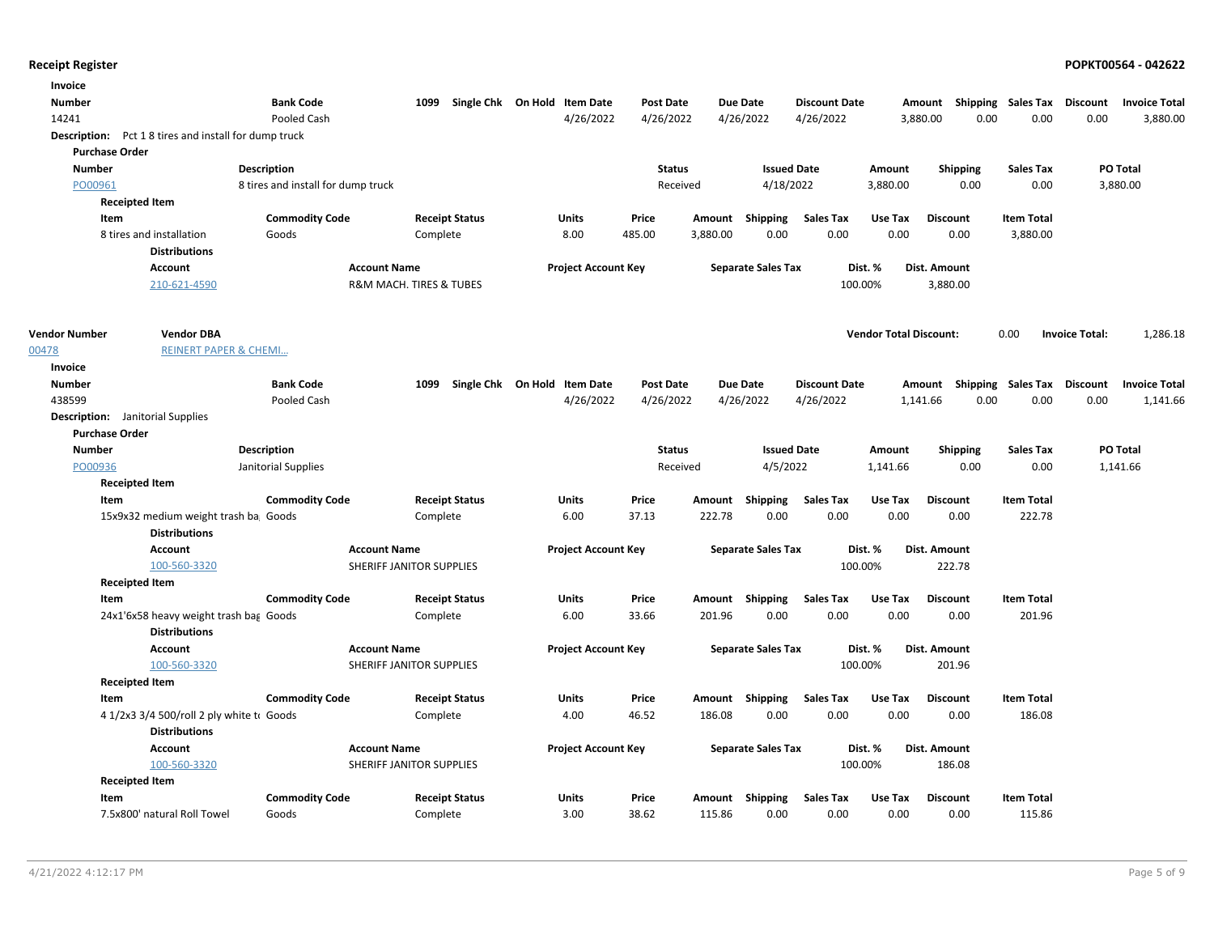**Receipt Register** **POPKT00564 - 042622**

**Invoice**

| Number | Bank Code | 1099 | Single Chk | On Hold | Item Date | Post Date | Due Date | Discount Date | Amount | Shipping | Sales Tax | Discount | Invoice Total |
|---|---|---|---|---|---|---|---|---|---|---|---|---|---|
| 14241 | Pooled Cash | | | | 4/26/2022 | 4/26/2022 | 4/26/2022 | 4/26/2022 | 3,880.00 | 0.00 | 0.00 | 0.00 | 3,880.00 |

**Description:** Pct 1 8 tires and install for dump truck

**Purchase Order**

| Number | Description | Status | Issued Date | Amount | Shipping | Sales Tax | PO Total |
|---|---|---|---|---|---|---|---|
| PO00961 | 8 tires and install for dump truck | Received | 4/18/2022 | 3,880.00 | 0.00 | 0.00 | 3,880.00 |

**Receipted Item**

| Item | Commodity Code | Receipt Status | Units | Price | Amount | Shipping | Sales Tax | Use Tax | Discount | Item Total |
|---|---|---|---|---|---|---|---|---|---|---|
| 8 tires and installation | Goods | Complete | 8.00 | 485.00 | 3,880.00 | 0.00 | 0.00 | 0.00 | 0.00 | 3,880.00 |

**Distributions**

| Account | Account Name | Project Account Key | Separate Sales Tax | Dist. % | Dist. Amount |
|---|---|---|---|---|---|
| 210-621-4590 | R&M MACH. TIRES & TUBES | | | 100.00% | 3,880.00 |

| Vendor Number | Vendor DBA | Vendor Total Discount: | 0.00 | Invoice Total: | 1,286.18 |
|---|---|---|---|---|---|
| 00478 | REINERT PAPER & CHEMI... | | | | |

**Invoice**

| Number | Bank Code | 1099 | Single Chk | On Hold | Item Date | Post Date | Due Date | Discount Date | Amount | Shipping | Sales Tax | Discount | Invoice Total |
|---|---|---|---|---|---|---|---|---|---|---|---|---|---|
| 438599 | Pooled Cash | | | | 4/26/2022 | 4/26/2022 | 4/26/2022 | 4/26/2022 | 1,141.66 | 0.00 | 0.00 | 0.00 | 1,141.66 |

**Description:** Janitorial Supplies

**Purchase Order**

| Number | Description | Status | Issued Date | Amount | Shipping | Sales Tax | PO Total |
|---|---|---|---|---|---|---|---|
| PO00936 | Janitorial Supplies | Received | 4/5/2022 | 1,141.66 | 0.00 | 0.00 | 1,141.66 |

**Receipted Item**

| Item | Commodity Code | Receipt Status | Units | Price | Amount | Shipping | Sales Tax | Use Tax | Discount | Item Total |
|---|---|---|---|---|---|---|---|---|---|---|
| 15x9x32 medium weight trash ba | Goods | Complete | 6.00 | 37.13 | 222.78 | 0.00 | 0.00 | 0.00 | 0.00 | 222.78 |

**Distributions**

| Account | Account Name | Project Account Key | Separate Sales Tax | Dist. % | Dist. Amount |
|---|---|---|---|---|---|
| 100-560-3320 | SHERIFF JANITOR SUPPLIES | | | 100.00% | 222.78 |

**Receipted Item**

| Item | Commodity Code | Receipt Status | Units | Price | Amount | Shipping | Sales Tax | Use Tax | Discount | Item Total |
|---|---|---|---|---|---|---|---|---|---|---|
| 24x1'6x58 heavy weight trash bag | Goods | Complete | 6.00 | 33.66 | 201.96 | 0.00 | 0.00 | 0.00 | 0.00 | 201.96 |

**Distributions**

| Account | Account Name | Project Account Key | Separate Sales Tax | Dist. % | Dist. Amount |
|---|---|---|---|---|---|
| 100-560-3320 | SHERIFF JANITOR SUPPLIES | | | 100.00% | 201.96 |

**Receipted Item**

| Item | Commodity Code | Receipt Status | Units | Price | Amount | Shipping | Sales Tax | Use Tax | Discount | Item Total |
|---|---|---|---|---|---|---|---|---|---|---|
| 4 1/2x3 3/4 500/roll 2 ply white to | Goods | Complete | 4.00 | 46.52 | 186.08 | 0.00 | 0.00 | 0.00 | 0.00 | 186.08 |

**Distributions**

| Account | Account Name | Project Account Key | Separate Sales Tax | Dist. % | Dist. Amount |
|---|---|---|---|---|---|
| 100-560-3320 | SHERIFF JANITOR SUPPLIES | | | 100.00% | 186.08 |

**Receipted Item**

| Item | Commodity Code | Receipt Status | Units | Price | Amount | Shipping | Sales Tax | Use Tax | Discount | Item Total |
|---|---|---|---|---|---|---|---|---|---|---|
| 7.5x800' natural Roll Towel | Goods | Complete | 3.00 | 38.62 | 115.86 | 0.00 | 0.00 | 0.00 | 0.00 | 115.86 |

4/21/2022 4:12:17 PM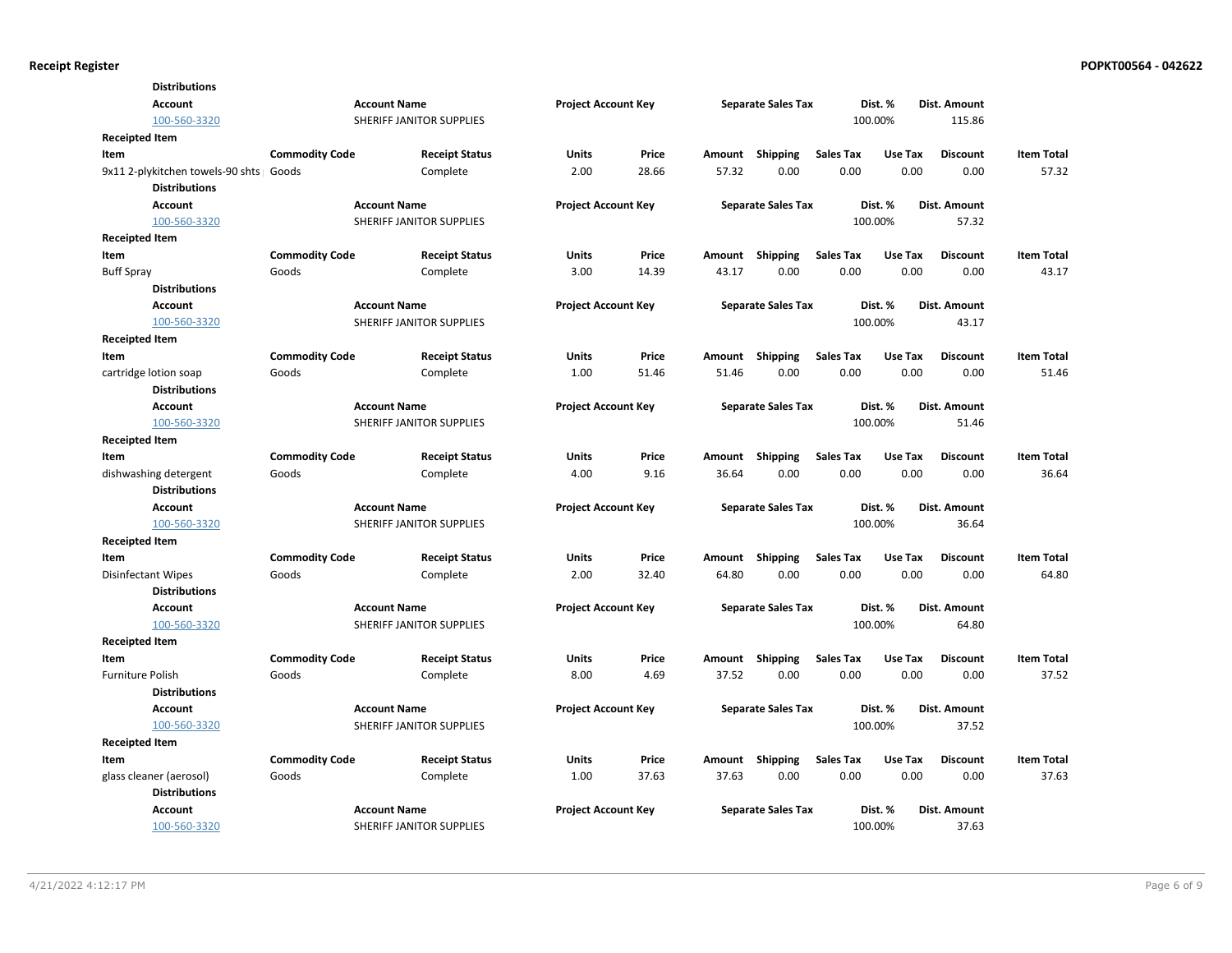**Distributions**

| Account | Account Name | Project Account Key | Separate Sales Tax | Dist. % | Dist. Amount |
|---|---|---|---|---|---|
| 100-560-3320 | SHERIFF JANITOR SUPPLIES | | | 100.00% | 115.86 |

**Receipted Item**

| Item | Commodity Code | Receipt Status | Units | Price | Amount | Shipping | Sales Tax | Use Tax | Discount | Item Total |
|---|---|---|---|---|---|---|---|---|---|---|
| 9x11 2-plykitchen towels-90 shts | Goods | Complete | 2.00 | 28.66 | 57.32 | 0.00 | 0.00 | 0.00 | 0.00 | 57.32 |

**Distributions**

| Account | Account Name | Project Account Key | Separate Sales Tax | Dist. % | Dist. Amount |
|---|---|---|---|---|---|
| 100-560-3320 | SHERIFF JANITOR SUPPLIES | | | 100.00% | 57.32 |

**Receipted Item**

| Item | Commodity Code | Receipt Status | Units | Price | Amount | Shipping | Sales Tax | Use Tax | Discount | Item Total |
|---|---|---|---|---|---|---|---|---|---|---|
| Buff Spray | Goods | Complete | 3.00 | 14.39 | 43.17 | 0.00 | 0.00 | 0.00 | 0.00 | 43.17 |

**Distributions**

| Account | Account Name | Project Account Key | Separate Sales Tax | Dist. % | Dist. Amount |
|---|---|---|---|---|---|
| 100-560-3320 | SHERIFF JANITOR SUPPLIES | | | 100.00% | 43.17 |

**Receipted Item**

| Item | Commodity Code | Receipt Status | Units | Price | Amount | Shipping | Sales Tax | Use Tax | Discount | Item Total |
|---|---|---|---|---|---|---|---|---|---|---|
| cartridge lotion soap | Goods | Complete | 1.00 | 51.46 | 51.46 | 0.00 | 0.00 | 0.00 | 0.00 | 51.46 |

**Distributions**

| Account | Account Name | Project Account Key | Separate Sales Tax | Dist. % | Dist. Amount |
|---|---|---|---|---|---|
| 100-560-3320 | SHERIFF JANITOR SUPPLIES | | | 100.00% | 51.46 |

**Receipted Item**

| Item | Commodity Code | Receipt Status | Units | Price | Amount | Shipping | Sales Tax | Use Tax | Discount | Item Total |
|---|---|---|---|---|---|---|---|---|---|---|
| dishwashing detergent | Goods | Complete | 4.00 | 9.16 | 36.64 | 0.00 | 0.00 | 0.00 | 0.00 | 36.64 |

**Distributions**

| Account | Account Name | Project Account Key | Separate Sales Tax | Dist. % | Dist. Amount |
|---|---|---|---|---|---|
| 100-560-3320 | SHERIFF JANITOR SUPPLIES | | | 100.00% | 36.64 |

**Receipted Item**

| Item | Commodity Code | Receipt Status | Units | Price | Amount | Shipping | Sales Tax | Use Tax | Discount | Item Total |
|---|---|---|---|---|---|---|---|---|---|---|
| Disinfectant Wipes | Goods | Complete | 2.00 | 32.40 | 64.80 | 0.00 | 0.00 | 0.00 | 0.00 | 64.80 |

**Distributions**

| Account | Account Name | Project Account Key | Separate Sales Tax | Dist. % | Dist. Amount |
|---|---|---|---|---|---|
| 100-560-3320 | SHERIFF JANITOR SUPPLIES | | | 100.00% | 64.80 |

**Receipted Item**

| Item | Commodity Code | Receipt Status | Units | Price | Amount | Shipping | Sales Tax | Use Tax | Discount | Item Total |
|---|---|---|---|---|---|---|---|---|---|---|
| Furniture Polish | Goods | Complete | 8.00 | 4.69 | 37.52 | 0.00 | 0.00 | 0.00 | 0.00 | 37.52 |

**Distributions**

| Account | Account Name | Project Account Key | Separate Sales Tax | Dist. % | Dist. Amount |
|---|---|---|---|---|---|
| 100-560-3320 | SHERIFF JANITOR SUPPLIES | | | 100.00% | 37.52 |

**Receipted Item**

| Item | Commodity Code | Receipt Status | Units | Price | Amount | Shipping | Sales Tax | Use Tax | Discount | Item Total |
|---|---|---|---|---|---|---|---|---|---|---|
| glass cleaner (aerosol) | Goods | Complete | 1.00 | 37.63 | 37.63 | 0.00 | 0.00 | 0.00 | 0.00 | 37.63 |

**Distributions**

| Account | Account Name | Project Account Key | Separate Sales Tax | Dist. % | Dist. Amount |
|---|---|---|---|---|---|
| 100-560-3320 | SHERIFF JANITOR SUPPLIES | | | 100.00% | 37.63 |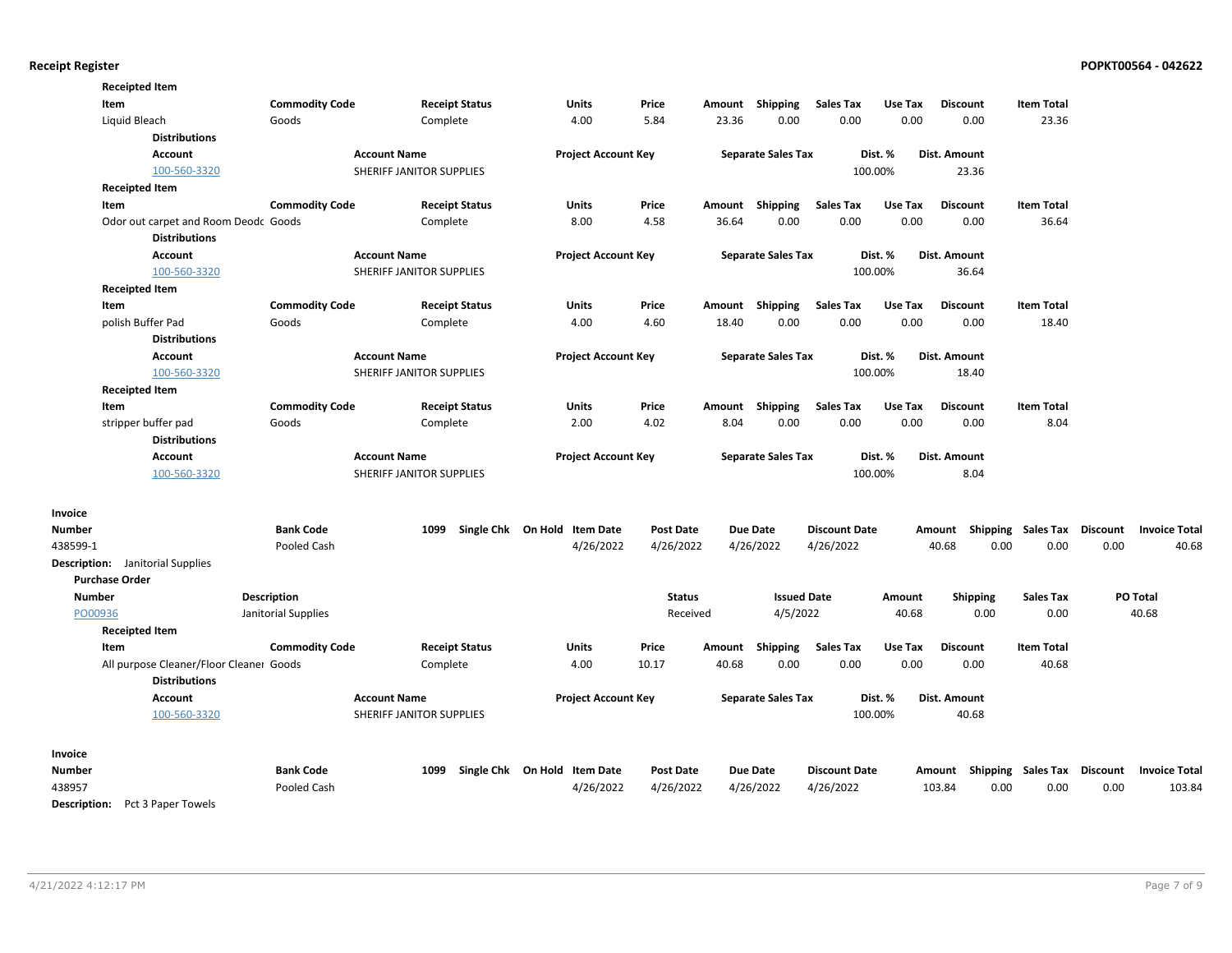**Receipt Register** **POPKT00564 - 042622**

**Receipted Item**

| Item | Commodity Code | Receipt Status | Units | Price | Amount | Shipping | Sales Tax | Use Tax | Discount | Item Total |
|---|---|---|---|---|---|---|---|---|---|---|
| Liquid Bleach | Goods | Complete | 4.00 | 5.84 | 23.36 | 0.00 | 0.00 | 0.00 | 0.00 | 23.36 |

**Distributions**

| Account | Account Name | Project Account Key | Separate Sales Tax | Dist. % | Dist. Amount |
|---|---|---|---|---|---|
| 100-560-3320 | SHERIFF JANITOR SUPPLIES | | | 100.00% | 23.36 |

**Receipted Item**

| Item | Commodity Code | Receipt Status | Units | Price | Amount | Shipping | Sales Tax | Use Tax | Discount | Item Total |
|---|---|---|---|---|---|---|---|---|---|---|
| Odor out carpet and Room Deodc | Goods | Complete | 8.00 | 4.58 | 36.64 | 0.00 | 0.00 | 0.00 | 0.00 | 36.64 |

**Distributions**

| Account | Account Name | Project Account Key | Separate Sales Tax | Dist. % | Dist. Amount |
|---|---|---|---|---|---|
| 100-560-3320 | SHERIFF JANITOR SUPPLIES | | | 100.00% | 36.64 |

**Receipted Item**

| Item | Commodity Code | Receipt Status | Units | Price | Amount | Shipping | Sales Tax | Use Tax | Discount | Item Total |
|---|---|---|---|---|---|---|---|---|---|---|
| polish Buffer Pad | Goods | Complete | 4.00 | 4.60 | 18.40 | 0.00 | 0.00 | 0.00 | 0.00 | 18.40 |

**Distributions**

| Account | Account Name | Project Account Key | Separate Sales Tax | Dist. % | Dist. Amount |
|---|---|---|---|---|---|
| 100-560-3320 | SHERIFF JANITOR SUPPLIES | | | 100.00% | 18.40 |

**Receipted Item**

| Item | Commodity Code | Receipt Status | Units | Price | Amount | Shipping | Sales Tax | Use Tax | Discount | Item Total |
|---|---|---|---|---|---|---|---|---|---|---|
| stripper buffer pad | Goods | Complete | 2.00 | 4.02 | 8.04 | 0.00 | 0.00 | 0.00 | 0.00 | 8.04 |

**Distributions**

| Account | Account Name | Project Account Key | Separate Sales Tax | Dist. % | Dist. Amount |
|---|---|---|---|---|---|
| 100-560-3320 | SHERIFF JANITOR SUPPLIES | | | 100.00% | 8.04 |

**Invoice**

| Number | Bank Code | 1099 | Single Chk | On Hold | Item Date | Post Date | Due Date | Discount Date | Amount | Shipping | Sales Tax | Discount | Invoice Total |
|---|---|---|---|---|---|---|---|---|---|---|---|---|---|
| 438599-1 | Pooled Cash | | | | 4/26/2022 | 4/26/2022 | 4/26/2022 | 4/26/2022 | 40.68 | 0.00 | 0.00 | 0.00 | 40.68 |

**Description:** Janitorial Supplies

**Purchase Order**

| Number | Description | Status | Issued Date | Amount | Shipping | Sales Tax | PO Total |
|---|---|---|---|---|---|---|---|
| PO00936 | Janitorial Supplies | Received | 4/5/2022 | 40.68 | 0.00 | 0.00 | 40.68 |

**Receipted Item**

| Item | Commodity Code | Receipt Status | Units | Price | Amount | Shipping | Sales Tax | Use Tax | Discount | Item Total |
|---|---|---|---|---|---|---|---|---|---|---|
| All purpose Cleaner/Floor Cleaner | Goods | Complete | 4.00 | 10.17 | 40.68 | 0.00 | 0.00 | 0.00 | 0.00 | 40.68 |

**Distributions**

| Account | Account Name | Project Account Key | Separate Sales Tax | Dist. % | Dist. Amount |
|---|---|---|---|---|---|
| 100-560-3320 | SHERIFF JANITOR SUPPLIES | | | 100.00% | 40.68 |

**Invoice**

| Number | Bank Code | 1099 | Single Chk | On Hold | Item Date | Post Date | Due Date | Discount Date | Amount | Shipping | Sales Tax | Discount | Invoice Total |
|---|---|---|---|---|---|---|---|---|---|---|---|---|---|
| 438957 | Pooled Cash | | | | 4/26/2022 | 4/26/2022 | 4/26/2022 | 4/26/2022 | 103.84 | 0.00 | 0.00 | 0.00 | 103.84 |

**Description:** Pct 3 Paper Towels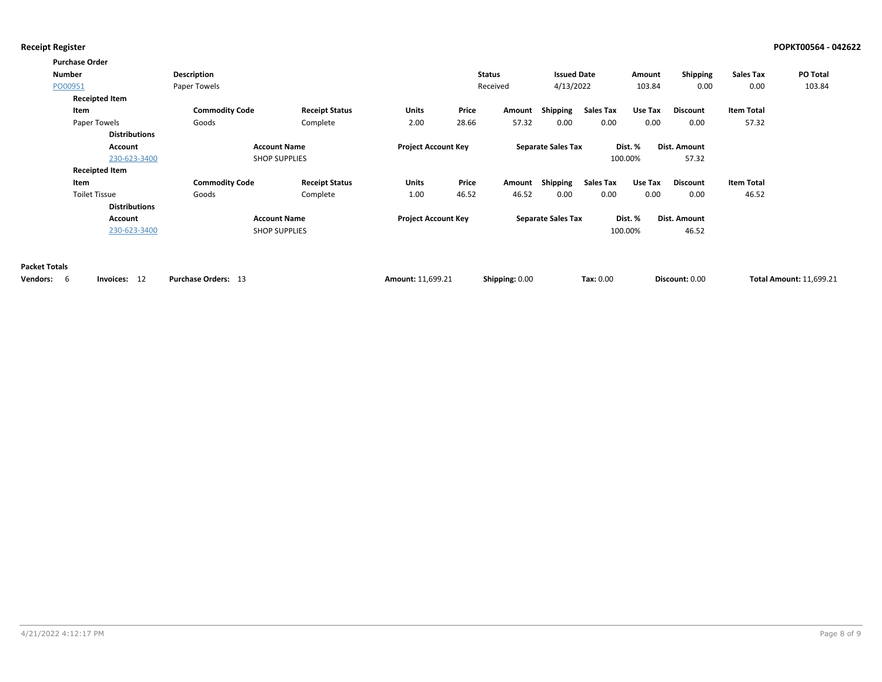**Receipt Register** **POPKT00564 - 042622**

**Purchase Order**

| Number | Description | Status | Issued Date | Amount | Shipping | Sales Tax | PO Total |
|---|---|---|---|---|---|---|---|
| PO00951 | Paper Towels | Received | 4/13/2022 | 103.84 | 0.00 | 0.00 | 103.84 |

**Receipted Item**

| Item | Commodity Code | Receipt Status | Units | Price | Amount | Shipping | Sales Tax | Use Tax | Discount | Item Total |
|---|---|---|---|---|---|---|---|---|---|---|
| Paper Towels | Goods | Complete | 2.00 | 28.66 | 57.32 | 0.00 | 0.00 | 0.00 | 0.00 | 57.32 |

**Distributions**

| Account | Account Name | Project Account Key | Separate Sales Tax | Dist. % | Dist. Amount |
|---|---|---|---|---|---|
| 230-623-3400 | SHOP SUPPLIES | | | 100.00% | 57.32 |

**Receipted Item**

| Item | Commodity Code | Receipt Status | Units | Price | Amount | Shipping | Sales Tax | Use Tax | Discount | Item Total |
|---|---|---|---|---|---|---|---|---|---|---|
| Toilet Tissue | Goods | Complete | 1.00 | 46.52 | 46.52 | 0.00 | 0.00 | 0.00 | 0.00 | 46.52 |

**Distributions**

| Account | Account Name | Project Account Key | Separate Sales Tax | Dist. % | Dist. Amount |
|---|---|---|---|---|---|
| 230-623-3400 | SHOP SUPPLIES | | | 100.00% | 46.52 |

**Packet Totals**

**Vendors:** 6 **Invoices:** 12 **Purchase Orders:** 13 **Amount:** 11,699.21 **Shipping:** 0.00 **Tax:** 0.00 **Discount:** 0.00 **Total Amount:** 11,699.21

4/21/2022 4:12:17 PM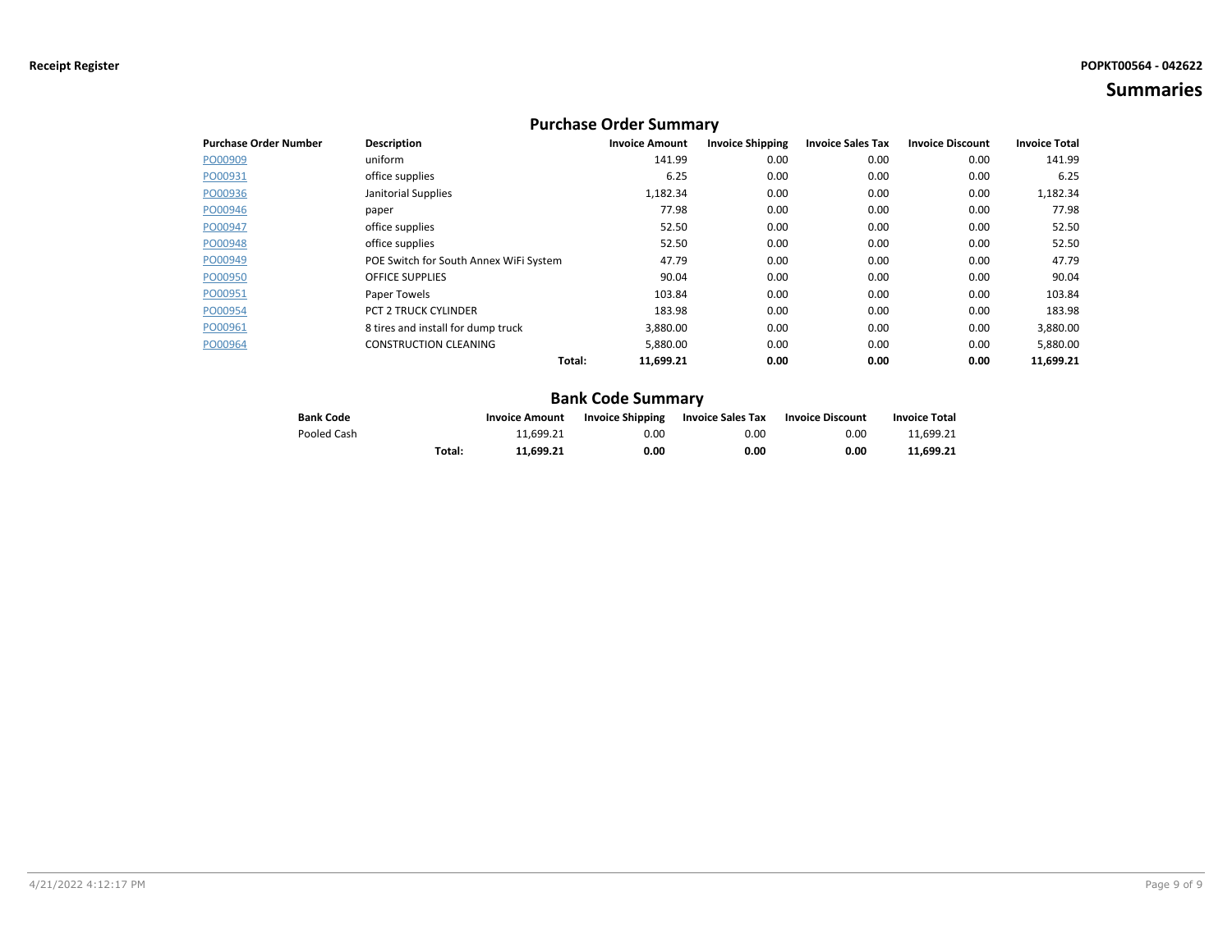**Receipt Register**

**POPKT00564 - 042622**

# Summaries

## Purchase Order Summary

| Purchase Order Number | Description | Invoice Amount | Invoice Shipping | Invoice Sales Tax | Invoice Discount | Invoice Total |
|---|---|---|---|---|---|---|
| PO00909 | uniform | 141.99 | 0.00 | 0.00 | 0.00 | 141.99 |
| PO00931 | office supplies | 6.25 | 0.00 | 0.00 | 0.00 | 6.25 |
| PO00936 | Janitorial Supplies | 1,182.34 | 0.00 | 0.00 | 0.00 | 1,182.34 |
| PO00946 | paper | 77.98 | 0.00 | 0.00 | 0.00 | 77.98 |
| PO00947 | office supplies | 52.50 | 0.00 | 0.00 | 0.00 | 52.50 |
| PO00948 | office supplies | 52.50 | 0.00 | 0.00 | 0.00 | 52.50 |
| PO00949 | POE Switch for South Annex WiFi System | 47.79 | 0.00 | 0.00 | 0.00 | 47.79 |
| PO00950 | OFFICE SUPPLIES | 90.04 | 0.00 | 0.00 | 0.00 | 90.04 |
| PO00951 | Paper Towels | 103.84 | 0.00 | 0.00 | 0.00 | 103.84 |
| PO00954 | PCT 2 TRUCK CYLINDER | 183.98 | 0.00 | 0.00 | 0.00 | 183.98 |
| PO00961 | 8 tires and install for dump truck | 3,880.00 | 0.00 | 0.00 | 0.00 | 3,880.00 |
| PO00964 | CONSTRUCTION CLEANING | 5,880.00 | 0.00 | 0.00 | 0.00 | 5,880.00 |
| | **Total:** | **11,699.21** | **0.00** | **0.00** | **0.00** | **11,699.21** |

## Bank Code Summary

| Bank Code | | Invoice Amount | Invoice Shipping | Invoice Sales Tax | Invoice Discount | Invoice Total |
|---|---|---|---|---|---|---|
| Pooled Cash | | 11,699.21 | 0.00 | 0.00 | 0.00 | 11,699.21 |
| | **Total:** | **11,699.21** | **0.00** | **0.00** | **0.00** | **11,699.21** |